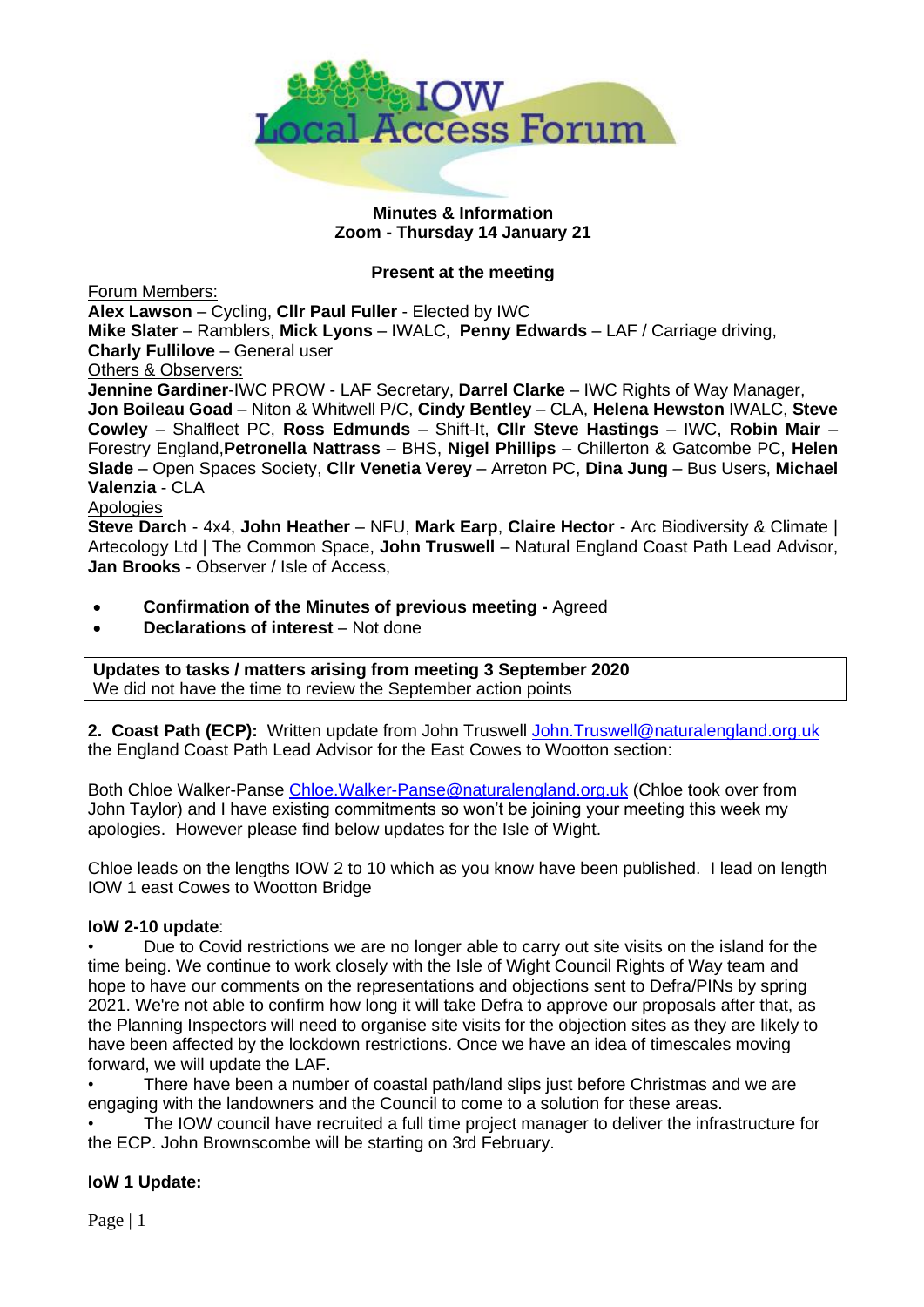**Minutes & Information**
**Zoom - Thursday 14 January 21**

**Present at the meeting**

Forum Members:
**Alex Lawson** – Cycling, **Cllr Paul Fuller** - Elected by IWC
**Mike Slater** – Ramblers, **Mick Lyons** – IWALC, **Penny Edwards** – LAF / Carriage driving,
**Charly Fullilove** – General user

Others & Observers:
**Jennine Gardiner**-IWC PROW - LAF Secretary, **Darrel Clarke** – IWC Rights of Way Manager, **Jon Boileau Goad** – Niton & Whitwell P/C, **Cindy Bentley** – CLA, **Helena Hewston** IWALC, **Steve Cowley** – Shalfleet PC, **Ross Edmunds** – Shift-It, **Cllr Steve Hastings** – IWC, **Robin Mair** – Forestry England, **Petronella Nattrass** – BHS, **Nigel Phillips** – Chillerton & Gatcombe PC, **Helen Slade** – Open Spaces Society, **Cllr Venetia Verey** – Arreton PC, **Dina Jung** – Bus Users, **Michael Valenzia** - CLA

Apologies
**Steve Darch** - 4x4, **John Heather** – NFU, **Mark Earp**, **Claire Hector** - Arc Biodiversity & Climate | Artecology Ltd | The Common Space, **John Truswell** – Natural England Coast Path Lead Advisor, **Jan Brooks** - Observer / Isle of Access,

- **Confirmation of the Minutes of previous meeting -** Agreed
- **Declarations of interest** – Not done

| **Updates to tasks / matters arising from meeting 3 September 2020**<br>We did not have the time to review the September action points |
|---|

**2. Coast Path (ECP):** Written update from John Truswell John.Truswell@naturalengland.org.uk the England Coast Path Lead Advisor for the East Cowes to Wootton section:

Both Chloe Walker-Panse Chloe.Walker-Panse@naturalengland.org.uk (Chloe took over from John Taylor) and I have existing commitments so won't be joining your meeting this week my apologies. However please find below updates for the Isle of Wight.

Chloe leads on the lengths IOW 2 to 10 which as you know have been published. I lead on length IOW 1 east Cowes to Wootton Bridge

**IoW 2-10 update**:

- Due to Covid restrictions we are no longer able to carry out site visits on the island for the time being. We continue to work closely with the Isle of Wight Council Rights of Way team and hope to have our comments on the representations and objections sent to Defra/PINs by spring 2021. We're not able to confirm how long it will take Defra to approve our proposals after that, as the Planning Inspectors will need to organise site visits for the objection sites as they are likely to have been affected by the lockdown restrictions. Once we have an idea of timescales moving forward, we will update the LAF.
- There have been a number of coastal path/land slips just before Christmas and we are engaging with the landowners and the Council to come to a solution for these areas.
- The IOW council have recruited a full time project manager to deliver the infrastructure for the ECP. John Brownscombe will be starting on 3rd February.

**IoW 1 Update:**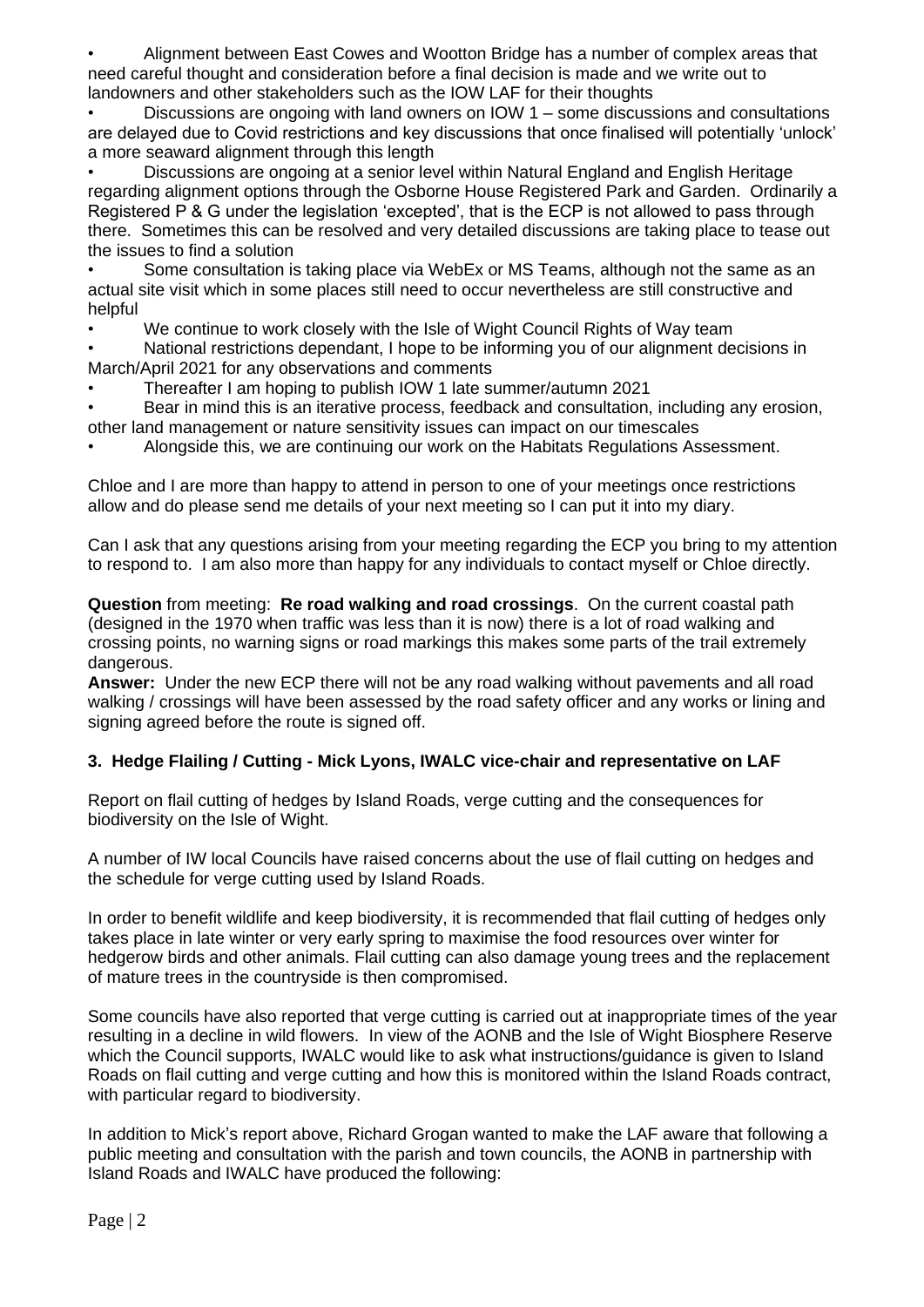- Alignment between East Cowes and Wootton Bridge has a number of complex areas that need careful thought and consideration before a final decision is made and we write out to landowners and other stakeholders such as the IOW LAF for their thoughts
- Discussions are ongoing with land owners on IOW 1 – some discussions and consultations are delayed due to Covid restrictions and key discussions that once finalised will potentially 'unlock' a more seaward alignment through this length
- Discussions are ongoing at a senior level within Natural England and English Heritage regarding alignment options through the Osborne House Registered Park and Garden. Ordinarily a Registered P & G under the legislation 'excepted', that is the ECP is not allowed to pass through there. Sometimes this can be resolved and very detailed discussions are taking place to tease out the issues to find a solution
- Some consultation is taking place via WebEx or MS Teams, although not the same as an actual site visit which in some places still need to occur nevertheless are still constructive and helpful
- We continue to work closely with the Isle of Wight Council Rights of Way team
- National restrictions dependant, I hope to be informing you of our alignment decisions in March/April 2021 for any observations and comments
- Thereafter I am hoping to publish IOW 1 late summer/autumn 2021
- Bear in mind this is an iterative process, feedback and consultation, including any erosion, other land management or nature sensitivity issues can impact on our timescales
- Alongside this, we are continuing our work on the Habitats Regulations Assessment.

Chloe and I are more than happy to attend in person to one of your meetings once restrictions allow and do please send me details of your next meeting so I can put it into my diary.

Can I ask that any questions arising from your meeting regarding the ECP you bring to my attention to respond to. I am also more than happy for any individuals to contact myself or Chloe directly.

**Question** from meeting: **Re road walking and road crossings**. On the current coastal path (designed in the 1970 when traffic was less than it is now) there is a lot of road walking and crossing points, no warning signs or road markings this makes some parts of the trail extremely dangerous.

**Answer:** Under the new ECP there will not be any road walking without pavements and all road walking / crossings will have been assessed by the road safety officer and any works or lining and signing agreed before the route is signed off.

### 3. Hedge Flailing / Cutting - Mick Lyons, IWALC vice-chair and representative on LAF

Report on flail cutting of hedges by Island Roads, verge cutting and the consequences for biodiversity on the Isle of Wight.

A number of IW local Councils have raised concerns about the use of flail cutting on hedges and the schedule for verge cutting used by Island Roads.

In order to benefit wildlife and keep biodiversity, it is recommended that flail cutting of hedges only takes place in late winter or very early spring to maximise the food resources over winter for hedgerow birds and other animals. Flail cutting can also damage young trees and the replacement of mature trees in the countryside is then compromised.

Some councils have also reported that verge cutting is carried out at inappropriate times of the year resulting in a decline in wild flowers. In view of the AONB and the Isle of Wight Biosphere Reserve which the Council supports, IWALC would like to ask what instructions/guidance is given to Island Roads on flail cutting and verge cutting and how this is monitored within the Island Roads contract, with particular regard to biodiversity.

In addition to Mick's report above, Richard Grogan wanted to make the LAF aware that following a public meeting and consultation with the parish and town councils, the AONB in partnership with Island Roads and IWALC have produced the following: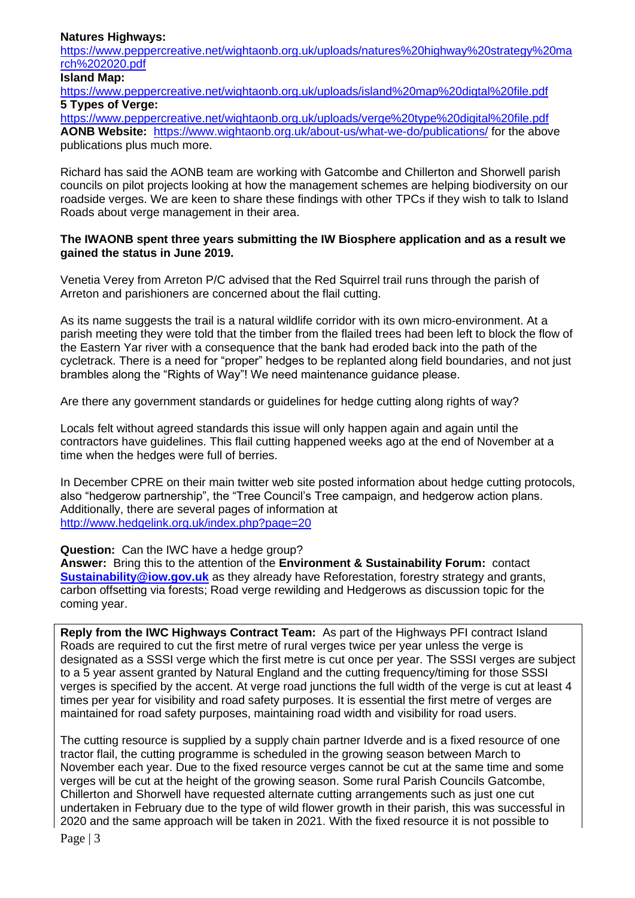**Natures Highways:** https://www.peppercreative.net/wightaonb.org.uk/uploads/natures%20highway%20strategy%20march%202020.pdf
**Island Map:** https://www.peppercreative.net/wightaonb.org.uk/uploads/island%20map%20digtal%20file.pdf
**5 Types of Verge:** https://www.peppercreative.net/wightaonb.org.uk/uploads/verge%20type%20digital%20file.pdf
**AONB Website:** https://www.wightaonb.org.uk/about-us/what-we-do/publications/ for the above publications plus much more.

Richard has said the AONB team are working with Gatcombe and Chillerton and Shorwell parish councils on pilot projects looking at how the management schemes are helping biodiversity on our roadside verges. We are keen to share these findings with other TPCs if they wish to talk to Island Roads about verge management in their area.

**The IWAONB spent three years submitting the IW Biosphere application and as a result we gained the status in June 2019.**

Venetia Verey from Arreton P/C advised that the Red Squirrel trail runs through the parish of Arreton and parishioners are concerned about the flail cutting.

As its name suggests the trail is a natural wildlife corridor with its own micro-environment. At a parish meeting they were told that the timber from the flailed trees had been left to block the flow of the Eastern Yar river with a consequence that the bank had eroded back into the path of the cycletrack. There is a need for "proper" hedges to be replanted along field boundaries, and not just brambles along the "Rights of Way"! We need maintenance guidance please.

Are there any government standards or guidelines for hedge cutting along rights of way?

Locals felt without agreed standards this issue will only happen again and again until the contractors have guidelines. This flail cutting happened weeks ago at the end of November at a time when the hedges were full of berries.

In December CPRE on their main twitter web site posted information about hedge cutting protocols, also "hedgerow partnership", the "Tree Council's Tree campaign, and hedgerow action plans. Additionally, there are several pages of information at http://www.hedgelink.org.uk/index.php?page=20

**Question:** Can the IWC have a hedge group?
**Answer:** Bring this to the attention of the **Environment & Sustainability Forum:** contact **Sustainability@iow.gov.uk** as they already have Reforestation, forestry strategy and grants, carbon offsetting via forests; Road verge rewilding and Hedgerows as discussion topic for the coming year.

**Reply from the IWC Highways Contract Team:** As part of the Highways PFI contract Island Roads are required to cut the first metre of rural verges twice per year unless the verge is designated as a SSSI verge which the first metre is cut once per year. The SSSI verges are subject to a 5 year assent granted by Natural England and the cutting frequency/timing for those SSSI verges is specified by the accent. At verge road junctions the full width of the verge is cut at least 4 times per year for visibility and road safety purposes. It is essential the first metre of verges are maintained for road safety purposes, maintaining road width and visibility for road users.

The cutting resource is supplied by a supply chain partner Idverde and is a fixed resource of one tractor flail, the cutting programme is scheduled in the growing season between March to November each year. Due to the fixed resource verges cannot be cut at the same time and some verges will be cut at the height of the growing season. Some rural Parish Councils Gatcombe, Chillerton and Shorwell have requested alternate cutting arrangements such as just one cut undertaken in February due to the type of wild flower growth in their parish, this was successful in 2020 and the same approach will be taken in 2021. With the fixed resource it is not possible to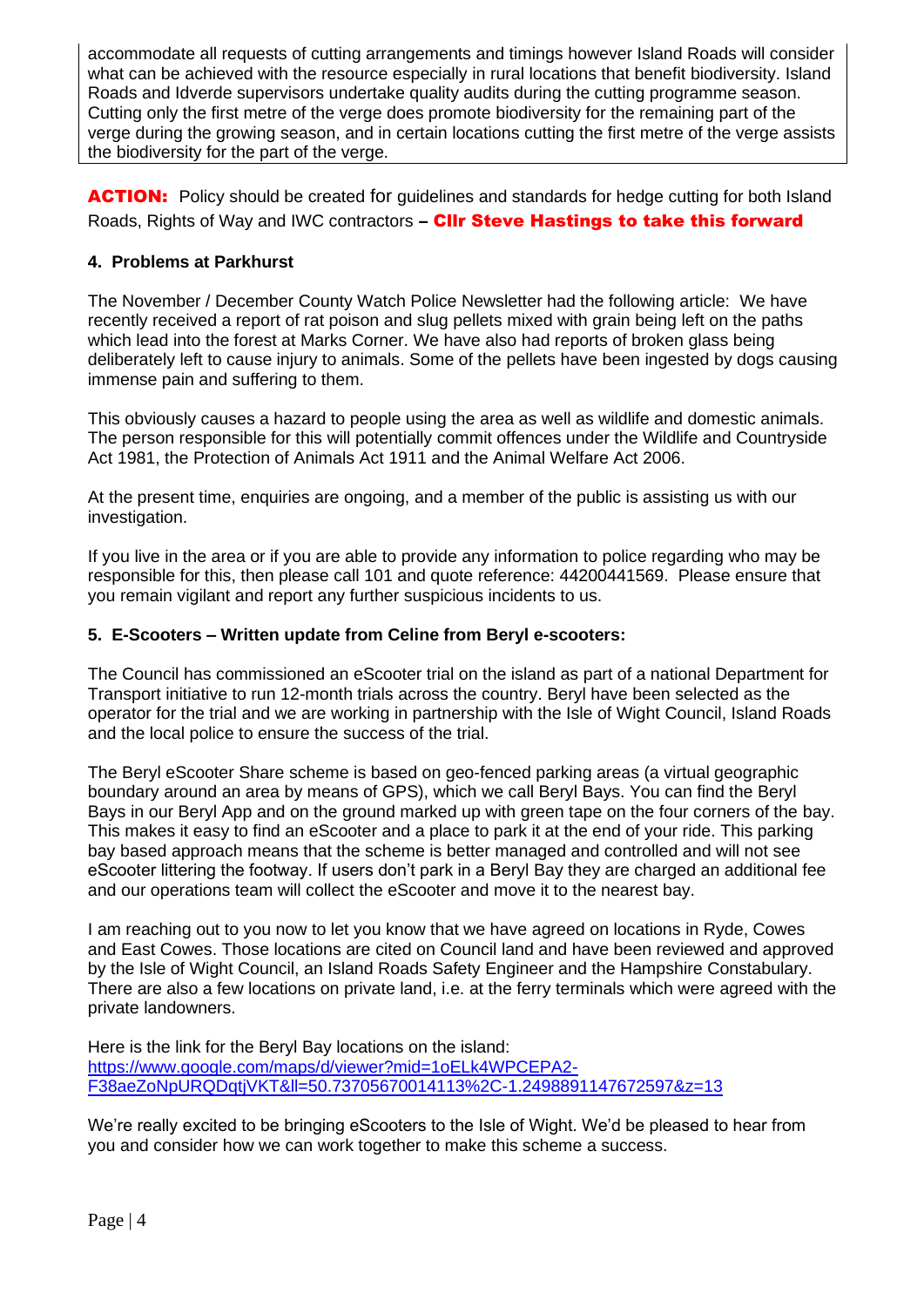accommodate all requests of cutting arrangements and timings however Island Roads will consider what can be achieved with the resource especially in rural locations that benefit biodiversity. Island Roads and Idverde supervisors undertake quality audits during the cutting programme season. Cutting only the first metre of the verge does promote biodiversity for the remaining part of the verge during the growing season, and in certain locations cutting the first metre of the verge assists the biodiversity for the part of the verge.

**ACTION:** Policy should be created for guidelines and standards for hedge cutting for both Island Roads, Rights of Way and IWC contractors – **Cllr Steve Hastings to take this forward**

**4. Problems at Parkhurst**

The November / December County Watch Police Newsletter had the following article: We have recently received a report of rat poison and slug pellets mixed with grain being left on the paths which lead into the forest at Marks Corner. We have also had reports of broken glass being deliberately left to cause injury to animals. Some of the pellets have been ingested by dogs causing immense pain and suffering to them.

This obviously causes a hazard to people using the area as well as wildlife and domestic animals. The person responsible for this will potentially commit offences under the Wildlife and Countryside Act 1981, the Protection of Animals Act 1911 and the Animal Welfare Act 2006.

At the present time, enquiries are ongoing, and a member of the public is assisting us with our investigation.

If you live in the area or if you are able to provide any information to police regarding who may be responsible for this, then please call 101 and quote reference: 44200441569. Please ensure that you remain vigilant and report any further suspicious incidents to us.

**5. E-Scooters – Written update from Celine from Beryl e-scooters:**

The Council has commissioned an eScooter trial on the island as part of a national Department for Transport initiative to run 12-month trials across the country. Beryl have been selected as the operator for the trial and we are working in partnership with the Isle of Wight Council, Island Roads and the local police to ensure the success of the trial.

The Beryl eScooter Share scheme is based on geo-fenced parking areas (a virtual geographic boundary around an area by means of GPS), which we call Beryl Bays. You can find the Beryl Bays in our Beryl App and on the ground marked up with green tape on the four corners of the bay. This makes it easy to find an eScooter and a place to park it at the end of your ride. This parking bay based approach means that the scheme is better managed and controlled and will not see eScooter littering the footway. If users don't park in a Beryl Bay they are charged an additional fee and our operations team will collect the eScooter and move it to the nearest bay.

I am reaching out to you now to let you know that we have agreed on locations in Ryde, Cowes and East Cowes. Those locations are cited on Council land and have been reviewed and approved by the Isle of Wight Council, an Island Roads Safety Engineer and the Hampshire Constabulary. There are also a few locations on private land, i.e. at the ferry terminals which were agreed with the private landowners.

Here is the link for the Beryl Bay locations on the island:
https://www.google.com/maps/d/viewer?mid=1oELk4WPCEPA2-F38aeZoNpURQDqtjVKT&ll=50.73705670014113%2C-1.2498891147672597&z=13

We're really excited to be bringing eScooters to the Isle of Wight. We'd be pleased to hear from you and consider how we can work together to make this scheme a success.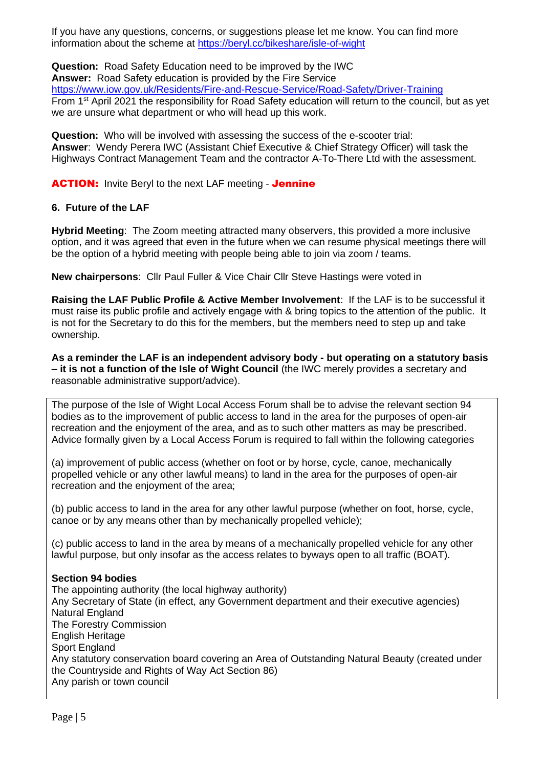If you have any questions, concerns, or suggestions please let me know. You can find more information about the scheme at https://beryl.cc/bikeshare/isle-of-wight

**Question:** Road Safety Education need to be improved by the IWC
**Answer:** Road Safety education is provided by the Fire Service
https://www.iow.gov.uk/Residents/Fire-and-Rescue-Service/Road-Safety/Driver-Training
From 1st April 2021 the responsibility for Road Safety education will return to the council, but as yet we are unsure what department or who will head up this work.

**Question:** Who will be involved with assessing the success of the e-scooter trial:
**Answer**: Wendy Perera IWC (Assistant Chief Executive & Chief Strategy Officer) will task the Highways Contract Management Team and the contractor A-To-There Ltd with the assessment.

**ACTION:** Invite Beryl to the next LAF meeting - **Jennine**

**6. Future of the LAF**

**Hybrid Meeting**: The Zoom meeting attracted many observers, this provided a more inclusive option, and it was agreed that even in the future when we can resume physical meetings there will be the option of a hybrid meeting with people being able to join via zoom / teams.

**New chairpersons**: Cllr Paul Fuller & Vice Chair Cllr Steve Hastings were voted in

**Raising the LAF Public Profile & Active Member Involvement**: If the LAF is to be successful it must raise its public profile and actively engage with & bring topics to the attention of the public. It is not for the Secretary to do this for the members, but the members need to step up and take ownership.

**As a reminder the LAF is an independent advisory body - but operating on a statutory basis – it is not a function of the Isle of Wight Council** (the IWC merely provides a secretary and reasonable administrative support/advice).

The purpose of the Isle of Wight Local Access Forum shall be to advise the relevant section 94 bodies as to the improvement of public access to land in the area for the purposes of open-air recreation and the enjoyment of the area, and as to such other matters as may be prescribed. Advice formally given by a Local Access Forum is required to fall within the following categories

(a) improvement of public access (whether on foot or by horse, cycle, canoe, mechanically propelled vehicle or any other lawful means) to land in the area for the purposes of open-air recreation and the enjoyment of the area;

(b) public access to land in the area for any other lawful purpose (whether on foot, horse, cycle, canoe or by any means other than by mechanically propelled vehicle);

(c) public access to land in the area by means of a mechanically propelled vehicle for any other lawful purpose, but only insofar as the access relates to byways open to all traffic (BOAT).

**Section 94 bodies**
The appointing authority (the local highway authority)
Any Secretary of State (in effect, any Government department and their executive agencies)
Natural England
The Forestry Commission
English Heritage
Sport England
Any statutory conservation board covering an Area of Outstanding Natural Beauty (created under the Countryside and Rights of Way Act Section 86)
Any parish or town council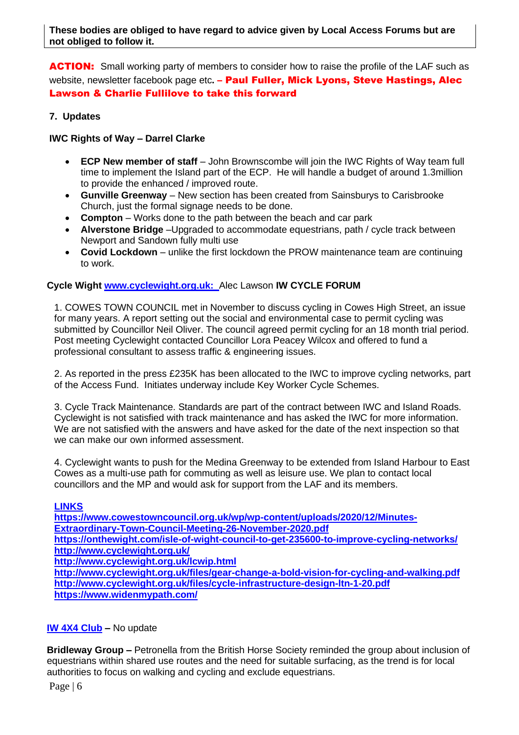**These bodies are obliged to have regard to advice given by Local Access Forums but are not obliged to follow it.**

**ACTION:** Small working party of members to consider how to raise the profile of the LAF such as website, newsletter facebook page etc**. – Paul Fuller, Mick Lyons, Steve Hastings, Alec Lawson & Charlie Fullilove to take this forward**

## 7. Updates

### IWC Rights of Way – Darrel Clarke

- **ECP New member of staff** – John Brownscombe will join the IWC Rights of Way team full time to implement the Island part of the ECP. He will handle a budget of around 1.3million to provide the enhanced / improved route.
- **Gunville Greenway** – New section has been created from Sainsburys to Carisbrooke Church, just the formal signage needs to be done.
- **Compton** – Works done to the path between the beach and car park
- **Alverstone Bridge** –Upgraded to accommodate equestrians, path / cycle track between Newport and Sandown fully multi use
- **Covid Lockdown** – unlike the first lockdown the PROW maintenance team are continuing to work.

### Cycle Wight www.cyclewight.org.uk: Alec Lawson IW CYCLE FORUM

1. COWES TOWN COUNCIL met in November to discuss cycling in Cowes High Street, an issue for many years. A report setting out the social and environmental case to permit cycling was submitted by Councillor Neil Oliver. The council agreed permit cycling for an 18 month trial period. Post meeting Cyclewight contacted Councillor Lora Peacey Wilcox and offered to fund a professional consultant to assess traffic & engineering issues.

2. As reported in the press £235K has been allocated to the IWC to improve cycling networks, part of the Access Fund. Initiates underway include Key Worker Cycle Schemes.

3. Cycle Track Maintenance. Standards are part of the contract between IWC and Island Roads. Cyclewight is not satisfied with track maintenance and has asked the IWC for more information. We are not satisfied with the answers and have asked for the date of the next inspection so that we can make our own informed assessment.

4. Cyclewight wants to push for the Medina Greenway to be extended from Island Harbour to East Cowes as a multi-use path for commuting as well as leisure use. We plan to contact local councillors and the MP and would ask for support from the LAF and its members.

**LINKS**
**https://www.cowestowncouncil.org.uk/wp/wp-content/uploads/2020/12/Minutes-Extraordinary-Town-Council-Meeting-26-November-2020.pdf**
**https://onthewight.com/isle-of-wight-council-to-get-235600-to-improve-cycling-networks/**
**http://www.cyclewight.org.uk/**
**http://www.cyclewight.org.uk/lcwip.html**
**http://www.cyclewight.org.uk/files/gear-change-a-bold-vision-for-cycling-and-walking.pdf**
**http://www.cyclewight.org.uk/files/cycle-infrastructure-design-ltn-1-20.pdf**
**https://www.widenmypath.com/**

**IW 4X4 Club –** No update

**Bridleway Group –** Petronella from the British Horse Society reminded the group about inclusion of equestrians within shared use routes and the need for suitable surfacing, as the trend is for local authorities to focus on walking and cycling and exclude equestrians.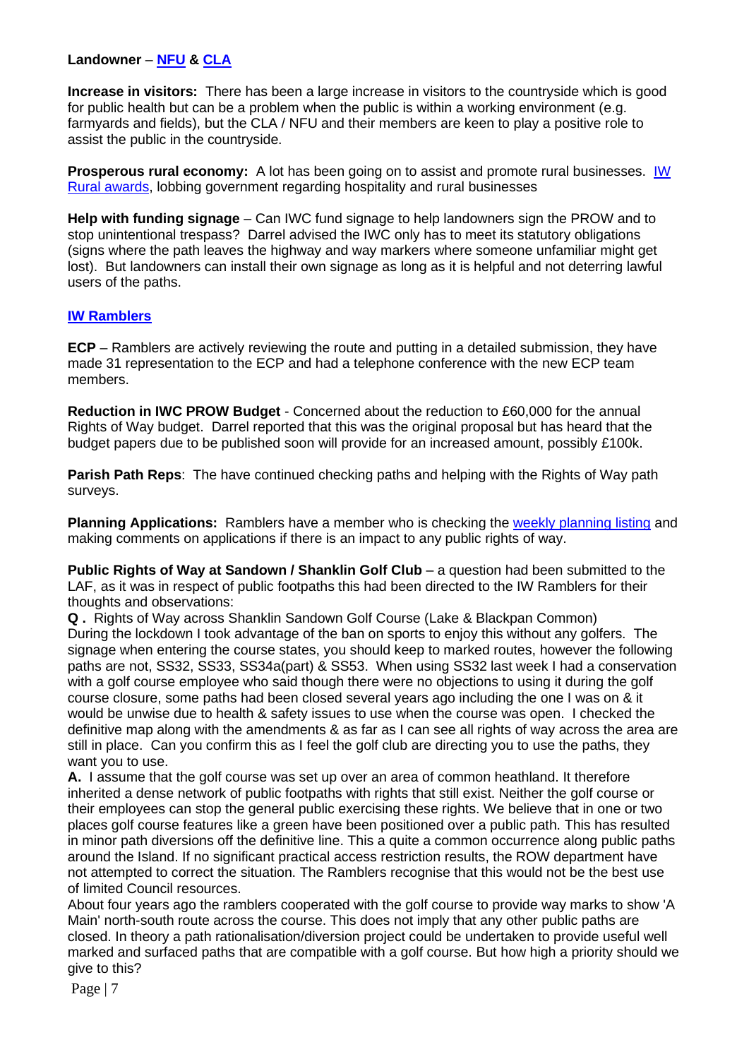**Landowner** – **[NFU]** & **[CLA]**

**Increase in visitors:** There has been a large increase in visitors to the countryside which is good for public health but can be a problem when the public is within a working environment (e.g. farmyards and fields), but the CLA / NFU and their members are keen to play a positive role to assist the public in the countryside.

**Prosperous rural economy:** A lot has been going on to assist and promote rural businesses. IW Rural awards, lobbing government regarding hospitality and rural businesses

**Help with funding signage** – Can IWC fund signage to help landowners sign the PROW and to stop unintentional trespass? Darrel advised the IWC only has to meet its statutory obligations (signs where the path leaves the highway and way markers where someone unfamiliar might get lost). But landowners can install their own signage as long as it is helpful and not deterring lawful users of the paths.

**IW Ramblers**

**ECP** – Ramblers are actively reviewing the route and putting in a detailed submission, they have made 31 representation to the ECP and had a telephone conference with the new ECP team members.

**Reduction in IWC PROW Budget** - Concerned about the reduction to £60,000 for the annual Rights of Way budget. Darrel reported that this was the original proposal but has heard that the budget papers due to be published soon will provide for an increased amount, possibly £100k.

**Parish Path Reps**: The have continued checking paths and helping with the Rights of Way path surveys.

**Planning Applications:** Ramblers have a member who is checking the weekly planning listing and making comments on applications if there is an impact to any public rights of way.

**Public Rights of Way at Sandown / Shanklin Golf Club** – a question had been submitted to the LAF, as it was in respect of public footpaths this had been directed to the IW Ramblers for their thoughts and observations:

**Q .** Rights of Way across Shanklin Sandown Golf Course (Lake & Blackpan Common) During the lockdown I took advantage of the ban on sports to enjoy this without any golfers. The signage when entering the course states, you should keep to marked routes, however the following paths are not, SS32, SS33, SS34a(part) & SS53. When using SS32 last week I had a conservation with a golf course employee who said though there were no objections to using it during the golf course closure, some paths had been closed several years ago including the one I was on & it would be unwise due to health & safety issues to use when the course was open. I checked the definitive map along with the amendments & as far as I can see all rights of way across the area are still in place. Can you confirm this as I feel the golf club are directing you to use the paths, they want you to use.

**A.** I assume that the golf course was set up over an area of common heathland. It therefore inherited a dense network of public footpaths with rights that still exist. Neither the golf course or their employees can stop the general public exercising these rights. We believe that in one or two places golf course features like a green have been positioned over a public path. This has resulted in minor path diversions off the definitive line. This a quite a common occurrence along public paths around the Island. If no significant practical access restriction results, the ROW department have not attempted to correct the situation. The Ramblers recognise that this would not be the best use of limited Council resources.

About four years ago the ramblers cooperated with the golf course to provide way marks to show 'A Main' north-south route across the course. This does not imply that any other public paths are closed. In theory a path rationalisation/diversion project could be undertaken to provide useful well marked and surfaced paths that are compatible with a golf course. But how high a priority should we give to this?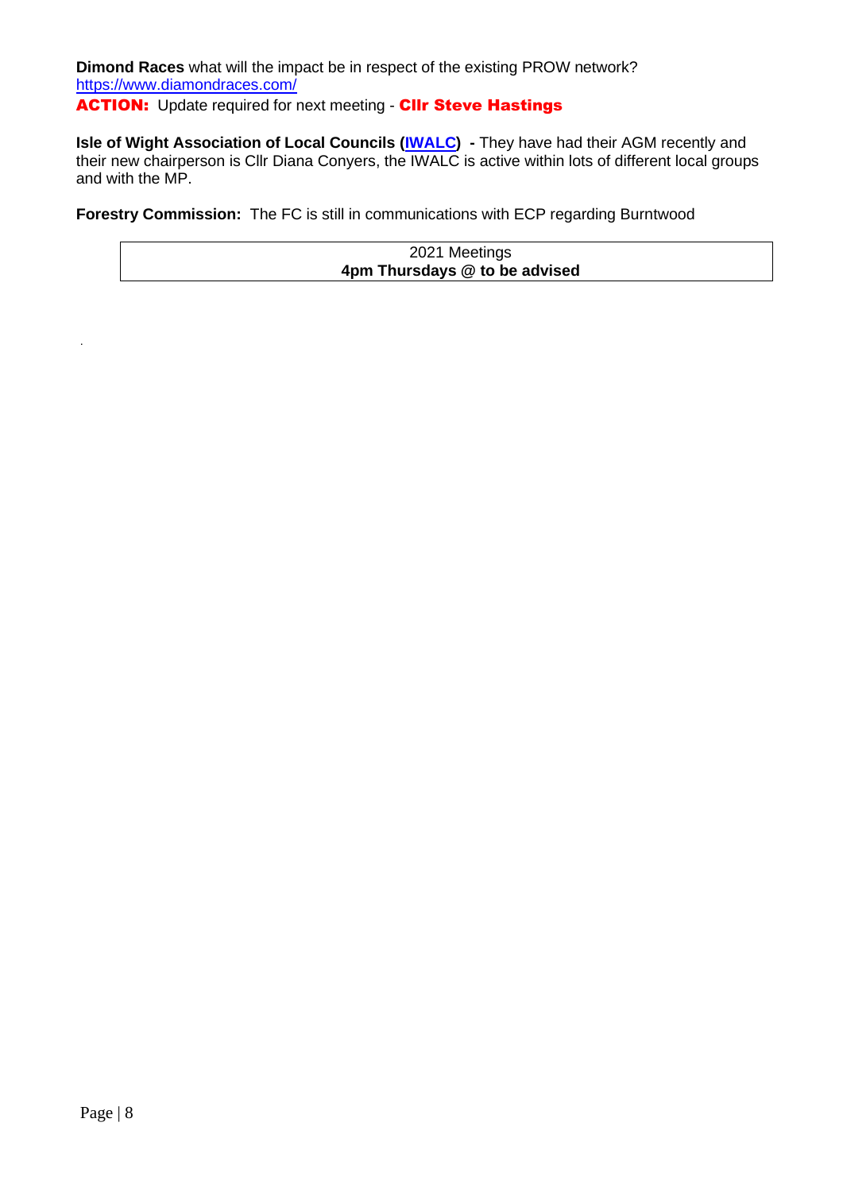**Dimond Races** what will the impact be in respect of the existing PROW network?
https://www.diamondraces.com/
**ACTION:** Update required for next meeting - **Cllr Steve Hastings**

**Isle of Wight Association of Local Councils (IWALC) -** They have had their AGM recently and their new chairperson is Cllr Diana Conyers, the IWALC is active within lots of different local groups and with the MP.

**Forestry Commission:** The FC is still in communications with ECP regarding Burntwood

| |
|---|
| 2021 Meetings<br>**4pm Thursdays @ to be advised** |